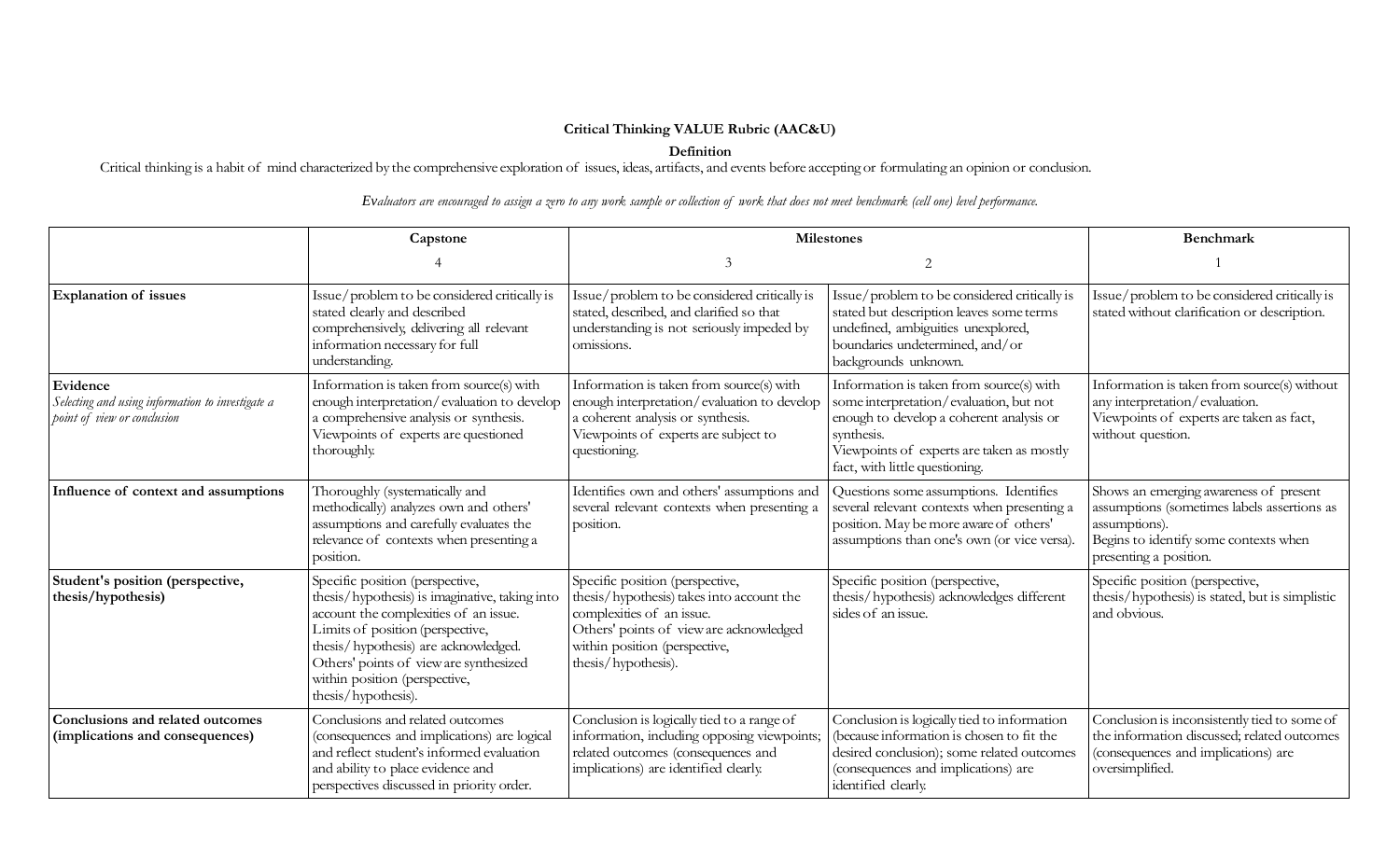# Critical Thinking VALUE Rubric (AAC&U)

## Definition

Critical thinking is a habit of mind characterized by the comprehensive exploration of issues, ideas, artifacts, and events before accepting or formulating an opinion or conclusion.

*Evaluators are encouraged to assign a zero to any work sample or collection of work that does not meet benchmark (cell one) level performance.*

| | Capstone | Milestones | | Benchmark |
|---|---|---|---|---|
| | 4 | 3 | 2 | 1 |
| **Explanation of issues** | Issue/problem to be considered critically is stated clearly and described comprehensively, delivering all relevant information necessary for full understanding. | Issue/problem to be considered critically is stated, described, and clarified so that understanding is not seriously impeded by omissions. | Issue/problem to be considered critically is stated but description leaves some terms undefined, ambiguities unexplored, boundaries undetermined, and/or backgrounds unknown. | Issue/problem to be considered critically is stated without clarification or description. |
| **Evidence** *Selecting and using information to investigate a point of view or conclusion* | Information is taken from source(s) with enough interpretation/evaluation to develop a comprehensive analysis or synthesis. Viewpoints of experts are questioned thoroughly. | Information is taken from source(s) with enough interpretation/evaluation to develop a coherent analysis or synthesis. Viewpoints of experts are subject to questioning. | Information is taken from source(s) with some interpretation/evaluation, but not enough to develop a coherent analysis or synthesis. Viewpoints of experts are taken as mostly fact, with little questioning. | Information is taken from source(s) without any interpretation/evaluation. Viewpoints of experts are taken as fact, without question. |
| **Influence of context and assumptions** | Thoroughly (systematically and methodically) analyzes own and others' assumptions and carefully evaluates the relevance of contexts when presenting a position. | Identifies own and others' assumptions and several relevant contexts when presenting a position. | Questions some assumptions. Identifies several relevant contexts when presenting a position. May be more aware of others' assumptions than one's own (or vice versa). | Shows an emerging awareness of present assumptions (sometimes labels assertions as assumptions). Begins to identify some contexts when presenting a position. |
| **Student's position (perspective, thesis/hypothesis)** | Specific position (perspective, thesis/hypothesis) is imaginative, taking into account the complexities of an issue. Limits of position (perspective, thesis/hypothesis) are acknowledged. Others' points of view are synthesized within position (perspective, thesis/hypothesis). | Specific position (perspective, thesis/hypothesis) takes into account the complexities of an issue. Others' points of view are acknowledged within position (perspective, thesis/hypothesis). | Specific position (perspective, thesis/hypothesis) acknowledges different sides of an issue. | Specific position (perspective, thesis/hypothesis) is stated, but is simplistic and obvious. |
| **Conclusions and related outcomes (implications and consequences)** | Conclusions and related outcomes (consequences and implications) are logical and reflect student's informed evaluation and ability to place evidence and perspectives discussed in priority order. | Conclusion is logically tied to a range of information, including opposing viewpoints; related outcomes (consequences and implications) are identified clearly. | Conclusion is logically tied to information (because information is chosen to fit the desired conclusion); some related outcomes (consequences and implications) are identified clearly. | Conclusion is inconsistently tied to some of the information discussed; related outcomes (consequences and implications) are oversimplified. |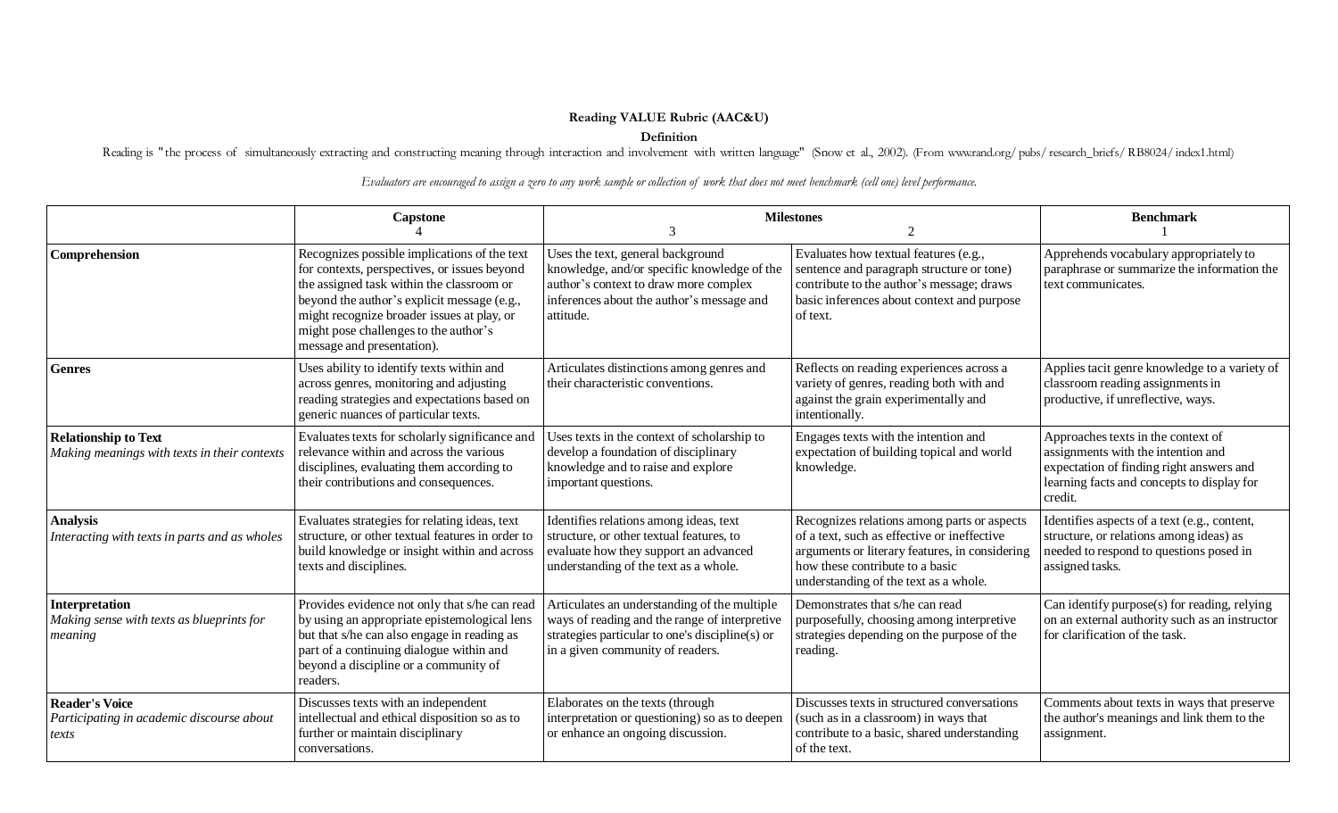**Reading VALUE Rubric (AAC&U)**

**Definition**

Reading is "the process of simultaneously extracting and constructing meaning through interaction and involvement with written language" (Snow et al., 2002). (From www.rand.org/pubs/research_briefs/RB8024/index1.html)

*Evaluators are encouraged to assign a zero to any work sample or collection of work that does not meet benchmark (cell one) level performance.*

| | **Capstone**<br>4 | **Milestones**<br>3 | <br>2 | **Benchmark**<br>1 |
|---|---|---|---|---|
| **Comprehension** | Recognizes possible implications of the text for contexts, perspectives, or issues beyond the assigned task within the classroom or beyond the author's explicit message (e.g., might recognize broader issues at play, or might pose challenges to the author's message and presentation). | Uses the text, general background knowledge, and/or specific knowledge of the author's context to draw more complex inferences about the author's message and attitude. | Evaluates how textual features (e.g., sentence and paragraph structure or tone) contribute to the author's message; draws basic inferences about context and purpose of text. | Apprehends vocabulary appropriately to paraphrase or summarize the information the text communicates. |
| **Genres** | Uses ability to identify texts within and across genres, monitoring and adjusting reading strategies and expectations based on generic nuances of particular texts. | Articulates distinctions among genres and their characteristic conventions. | Reflects on reading experiences across a variety of genres, reading both with and against the grain experimentally and intentionally. | Applies tacit genre knowledge to a variety of classroom reading assignments in productive, if unreflective, ways. |
| **Relationship to Text**<br>*Making meanings with texts in their contexts* | Evaluates texts for scholarly significance and relevance within and across the various disciplines, evaluating them according to their contributions and consequences. | Uses texts in the context of scholarship to develop a foundation of disciplinary knowledge and to raise and explore important questions. | Engages texts with the intention and expectation of building topical and world knowledge. | Approaches texts in the context of assignments with the intention and expectation of finding right answers and learning facts and concepts to display for credit. |
| **Analysis**<br>*Interacting with texts in parts and as wholes* | Evaluates strategies for relating ideas, text structure, or other textual features in order to build knowledge or insight within and across texts and disciplines. | Identifies relations among ideas, text structure, or other textual features, to evaluate how they support an advanced understanding of the text as a whole. | Recognizes relations among parts or aspects of a text, such as effective or ineffective arguments or literary features, in considering how these contribute to a basic understanding of the text as a whole. | Identifies aspects of a text (e.g., content, structure, or relations among ideas) as needed to respond to questions posed in assigned tasks. |
| **Interpretation**<br>*Making sense with texts as blueprints for meaning* | Provides evidence not only that s/he can read by using an appropriate epistemological lens but that s/he can also engage in reading as part of a continuing dialogue within and beyond a discipline or a community of readers. | Articulates an understanding of the multiple ways of reading and the range of interpretive strategies particular to one's discipline(s) or in a given community of readers. | Demonstrates that s/he can read purposefully, choosing among interpretive strategies depending on the purpose of the reading. | Can identify purpose(s) for reading, relying on an external authority such as an instructor for clarification of the task. |
| **Reader's Voice**<br>*Participating in academic discourse about texts* | Discusses texts with an independent intellectual and ethical disposition so as to further or maintain disciplinary conversations. | Elaborates on the texts (through interpretation or questioning) so as to deepen or enhance an ongoing discussion. | Discusses texts in structured conversations (such as in a classroom) in ways that contribute to a basic, shared understanding of the text. | Comments about texts in ways that preserve the author's meanings and link them to the assignment. |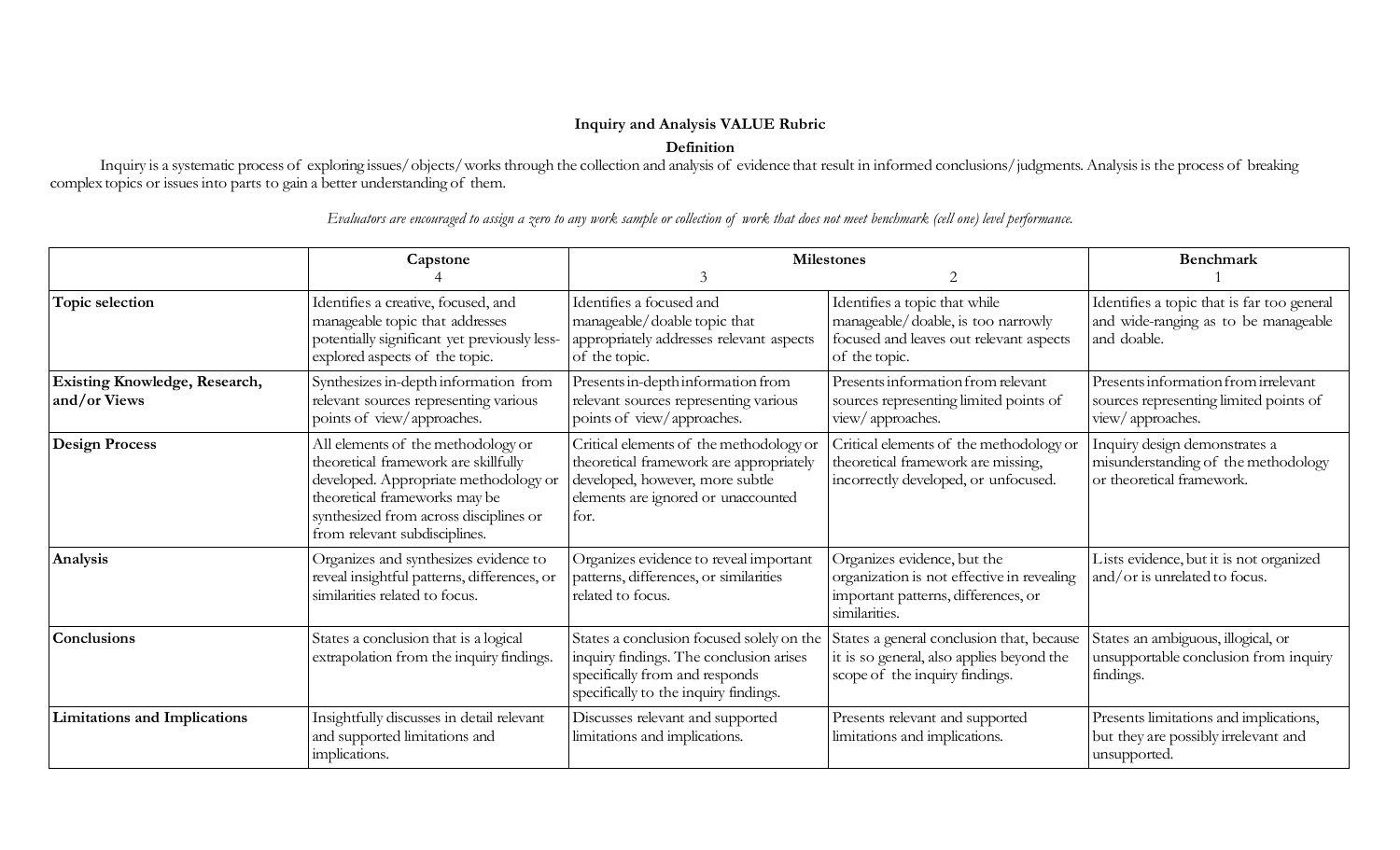**Inquiry and Analysis VALUE Rubric**

**Definition**

Inquiry is a systematic process of exploring issues/objects/works through the collection and analysis of evidence that result in informed conclusions/judgments. Analysis is the process of breaking complex topics or issues into parts to gain a better understanding of them.

*Evaluators are encouraged to assign a zero to any work sample or collection of work that does not meet benchmark (cell one) level performance.*

| | Capstone<br>4 | Milestones<br>3 | <br>2 | Benchmark<br>1 |
|---|---|---|---|---|
| **Topic selection** | Identifies a creative, focused, and manageable topic that addresses potentially significant yet previously less-explored aspects of the topic. | Identifies a focused and manageable/doable topic that appropriately addresses relevant aspects of the topic. | Identifies a topic that while manageable/doable, is too narrowly focused and leaves out relevant aspects of the topic. | Identifies a topic that is far too general and wide-ranging as to be manageable and doable. |
| **Existing Knowledge, Research, and/or Views** | Synthesizes in-depth information from relevant sources representing various points of view/approaches. | Presents in-depth information from relevant sources representing various points of view/approaches. | Presents information from relevant sources representing limited points of view/approaches. | Presents information from irrelevant sources representing limited points of view/approaches. |
| **Design Process** | All elements of the methodology or theoretical framework are skillfully developed. Appropriate methodology or theoretical frameworks may be synthesized from across disciplines or from relevant subdisciplines. | Critical elements of the methodology or theoretical framework are appropriately developed, however, more subtle elements are ignored or unaccounted for. | Critical elements of the methodology or theoretical framework are missing, incorrectly developed, or unfocused. | Inquiry design demonstrates a misunderstanding of the methodology or theoretical framework. |
| **Analysis** | Organizes and synthesizes evidence to reveal insightful patterns, differences, or similarities related to focus. | Organizes evidence to reveal important patterns, differences, or similarities related to focus. | Organizes evidence, but the organization is not effective in revealing important patterns, differences, or similarities. | Lists evidence, but it is not organized and/or is unrelated to focus. |
| **Conclusions** | States a conclusion that is a logical extrapolation from the inquiry findings. | States a conclusion focused solely on the inquiry findings. The conclusion arises specifically from and responds specifically to the inquiry findings. | States a general conclusion that, because it is so general, also applies beyond the scope of the inquiry findings. | States an ambiguous, illogical, or unsupportable conclusion from inquiry findings. |
| **Limitations and Implications** | Insightfully discusses in detail relevant and supported limitations and implications. | Discusses relevant and supported limitations and implications. | Presents relevant and supported limitations and implications. | Presents limitations and implications, but they are possibly irrelevant and unsupported. |